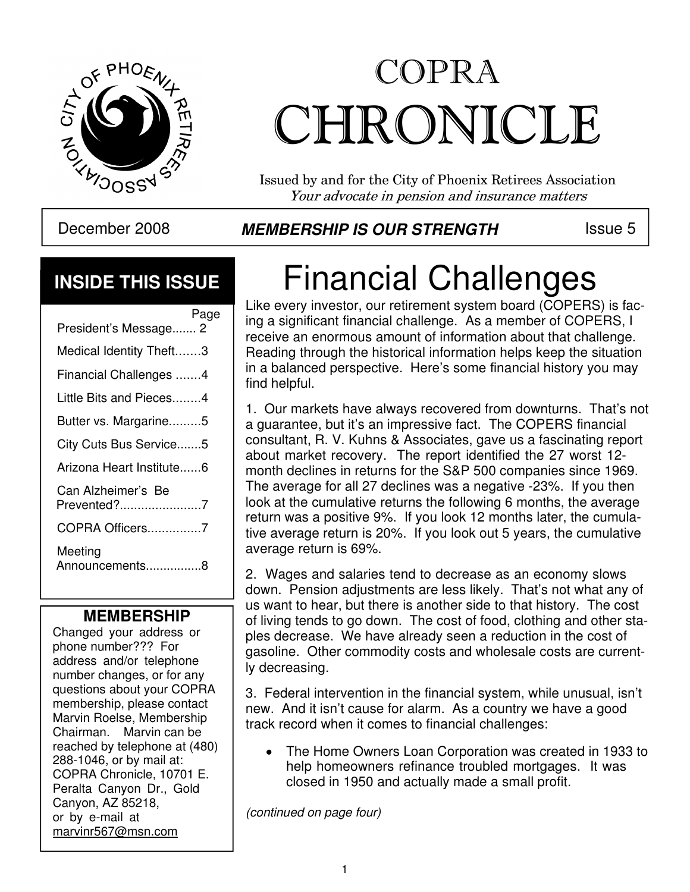# COPRA CHRONICLE

Issued by and for the City of Phoenix Retirees Association
*Your advocate in pension and insurance matters*

December 2008 **MEMBERSHIP IS OUR STRENGTH** Issue 5

## INSIDE THIS ISSUE

| | Page |
|---|---|
| President's Message | 2 |
| Medical Identity Theft | 3 |
| Financial Challenges | 4 |
| Little Bits and Pieces | 4 |
| Butter vs. Margarine | 5 |
| City Cuts Bus Service | 5 |
| Arizona Heart Institute | 6 |
| Can Alzheimer's Be Prevented? | 7 |
| COPRA Officers | 7 |
| Meeting Announcements | 8 |

## MEMBERSHIP

Changed your address or phone number??? For address and/or telephone number changes, or for any questions about your COPRA membership, please contact Marvin Roelse, Membership Chairman. Marvin can be reached by telephone at (480) 288-1046, or by mail at: COPRA Chronicle, 10701 E. Peralta Canyon Dr., Gold Canyon, AZ 85218, or by e-mail at marvinr567@msn.com

# Financial Challenges

Like every investor, our retirement system board (COPERS) is facing a significant financial challenge. As a member of COPERS, I receive an enormous amount of information about that challenge. Reading through the historical information helps keep the situation in a balanced perspective. Here's some financial history you may find helpful.

1. Our markets have always recovered from downturns. That's not a guarantee, but it's an impressive fact. The COPERS financial consultant, R. V. Kuhns & Associates, gave us a fascinating report about market recovery. The report identified the 27 worst 12-month declines in returns for the S&P 500 companies since 1969. The average for all 27 declines was a negative -23%. If you then look at the cumulative returns the following 6 months, the average return was a positive 9%. If you look 12 months later, the cumulative average return is 20%. If you look out 5 years, the cumulative average return is 69%.

2. Wages and salaries tend to decrease as an economy slows down. Pension adjustments are less likely. That's not what any of us want to hear, but there is another side to that history. The cost of living tends to go down. The cost of food, clothing and other staples decrease. We have already seen a reduction in the cost of gasoline. Other commodity costs and wholesale costs are currently decreasing.

3. Federal intervention in the financial system, while unusual, isn't new. And it isn't cause for alarm. As a country we have a good track record when it comes to financial challenges:

- The Home Owners Loan Corporation was created in 1933 to help homeowners refinance troubled mortgages. It was closed in 1950 and actually made a small profit.

*(continued on page four)*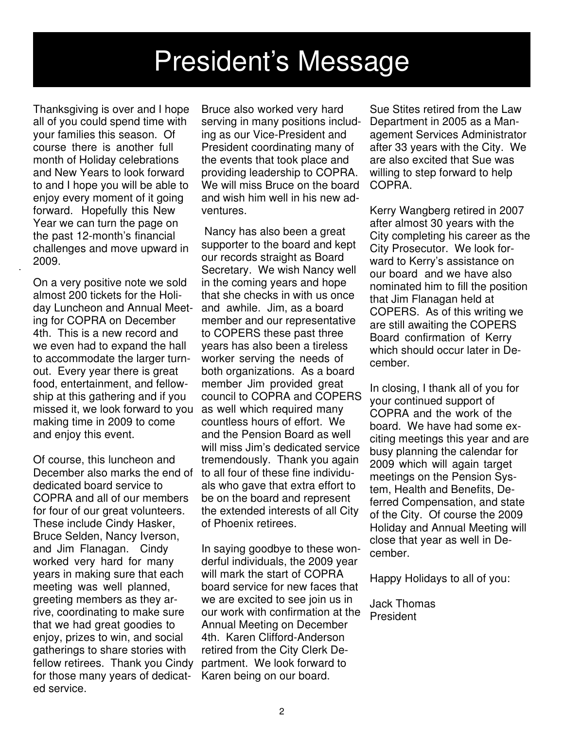# President's Message

Thanksgiving is over and I hope all of you could spend time with your families this season. Of course there is another full month of Holiday celebrations and New Years to look forward to and I hope you will be able to enjoy every moment of it going forward. Hopefully this New Year we can turn the page on the past 12-month's financial challenges and move upward in 2009.

On a very positive note we sold almost 200 tickets for the Holiday Luncheon and Annual Meeting for COPRA on December 4th. This is a new record and we even had to expand the hall to accommodate the larger turnout. Every year there is great food, entertainment, and fellowship at this gathering and if you missed it, we look forward to you making time in 2009 to come and enjoy this event.

Of course, this luncheon and December also marks the end of dedicated board service to COPRA and all of our members for four of our great volunteers. These include Cindy Hasker, Bruce Selden, Nancy Iverson, and Jim Flanagan. Cindy worked very hard for many years in making sure that each meeting was well planned, greeting members as they arrive, coordinating to make sure that we had great goodies to enjoy, prizes to win, and social gatherings to share stories with fellow retirees. Thank you Cindy for those many years of dedicated service.

Bruce also worked very hard serving in many positions including as our Vice-President and President coordinating many of the events that took place and providing leadership to COPRA. We will miss Bruce on the board and wish him well in his new adventures.

Nancy has also been a great supporter to the board and kept our records straight as Board Secretary. We wish Nancy well in the coming years and hope that she checks in with us once and awhile. Jim, as a board member and our representative to COPERS these past three years has also been a tireless worker serving the needs of both organizations. As a board member Jim provided great council to COPRA and COPERS as well which required many countless hours of effort. We and the Pension Board as well will miss Jim's dedicated service tremendously. Thank you again to all four of these fine individuals who gave that extra effort to be on the board and represent the extended interests of all City of Phoenix retirees.

In saying goodbye to these wonderful individuals, the 2009 year will mark the start of COPRA board service for new faces that we are excited to see join us in our work with confirmation at the Annual Meeting on December 4th. Karen Clifford-Anderson retired from the City Clerk Department. We look forward to Karen being on our board.

Sue Stites retired from the Law Department in 2005 as a Management Services Administrator after 33 years with the City. We are also excited that Sue was willing to step forward to help COPRA.

Kerry Wangberg retired in 2007 after almost 30 years with the City completing his career as the City Prosecutor. We look forward to Kerry's assistance on our board and we have also nominated him to fill the position that Jim Flanagan held at COPERS. As of this writing we are still awaiting the COPERS Board confirmation of Kerry which should occur later in December.

In closing, I thank all of you for your continued support of COPRA and the work of the board. We have had some exciting meetings this year and are busy planning the calendar for 2009 which will again target meetings on the Pension System, Health and Benefits, Deferred Compensation, and state of the City. Of course the 2009 Holiday and Annual Meeting will close that year as well in December.

Happy Holidays to all of you:

Jack Thomas
President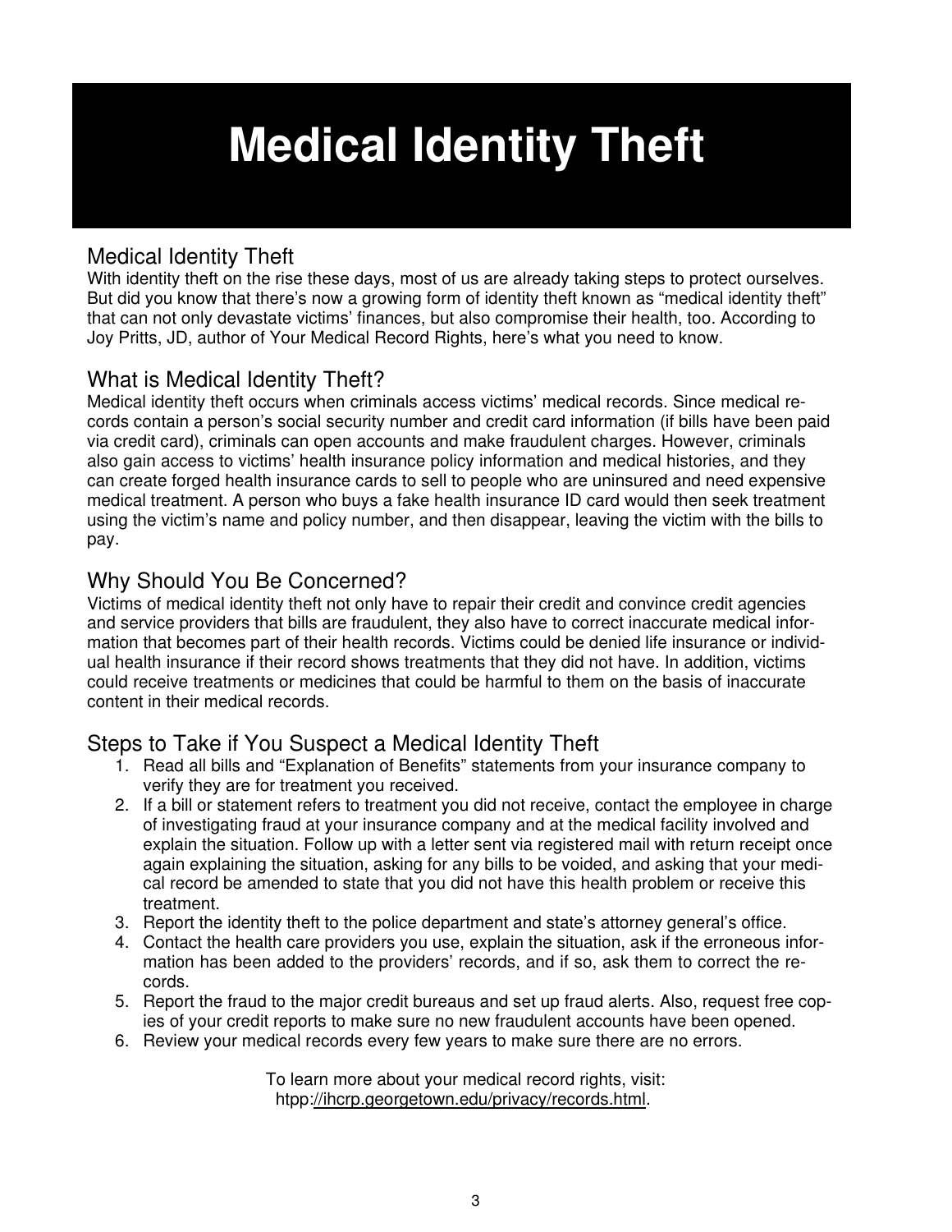# Medical Identity Theft

## Medical Identity Theft

With identity theft on the rise these days, most of us are already taking steps to protect ourselves. But did you know that there's now a growing form of identity theft known as "medical identity theft" that can not only devastate victims' finances, but also compromise their health, too. According to Joy Pritts, JD, author of Your Medical Record Rights, here's what you need to know.

## What is Medical Identity Theft?

Medical identity theft occurs when criminals access victims' medical records. Since medical records contain a person's social security number and credit card information (if bills have been paid via credit card), criminals can open accounts and make fraudulent charges. However, criminals also gain access to victims' health insurance policy information and medical histories, and they can create forged health insurance cards to sell to people who are uninsured and need expensive medical treatment. A person who buys a fake health insurance ID card would then seek treatment using the victim's name and policy number, and then disappear, leaving the victim with the bills to pay.

## Why Should You Be Concerned?

Victims of medical identity theft not only have to repair their credit and convince credit agencies and service providers that bills are fraudulent, they also have to correct inaccurate medical information that becomes part of their health records. Victims could be denied life insurance or individual health insurance if their record shows treatments that they did not have. In addition, victims could receive treatments or medicines that could be harmful to them on the basis of inaccurate content in their medical records.

## Steps to Take if You Suspect a Medical Identity Theft

1. Read all bills and "Explanation of Benefits" statements from your insurance company to verify they are for treatment you received.
2. If a bill or statement refers to treatment you did not receive, contact the employee in charge of investigating fraud at your insurance company and at the medical facility involved and explain the situation. Follow up with a letter sent via registered mail with return receipt once again explaining the situation, asking for any bills to be voided, and asking that your medical record be amended to state that you did not have this health problem or receive this treatment.
3. Report the identity theft to the police department and state's attorney general's office.
4. Contact the health care providers you use, explain the situation, ask if the erroneous information has been added to the providers' records, and if so, ask them to correct the records.
5. Report the fraud to the major credit bureaus and set up fraud alerts. Also, request free copies of your credit reports to make sure no new fraudulent accounts have been opened.
6. Review your medical records every few years to make sure there are no errors.

To learn more about your medical record rights, visit:
htpp://ihcrp.georgetown.edu/privacy/records.html.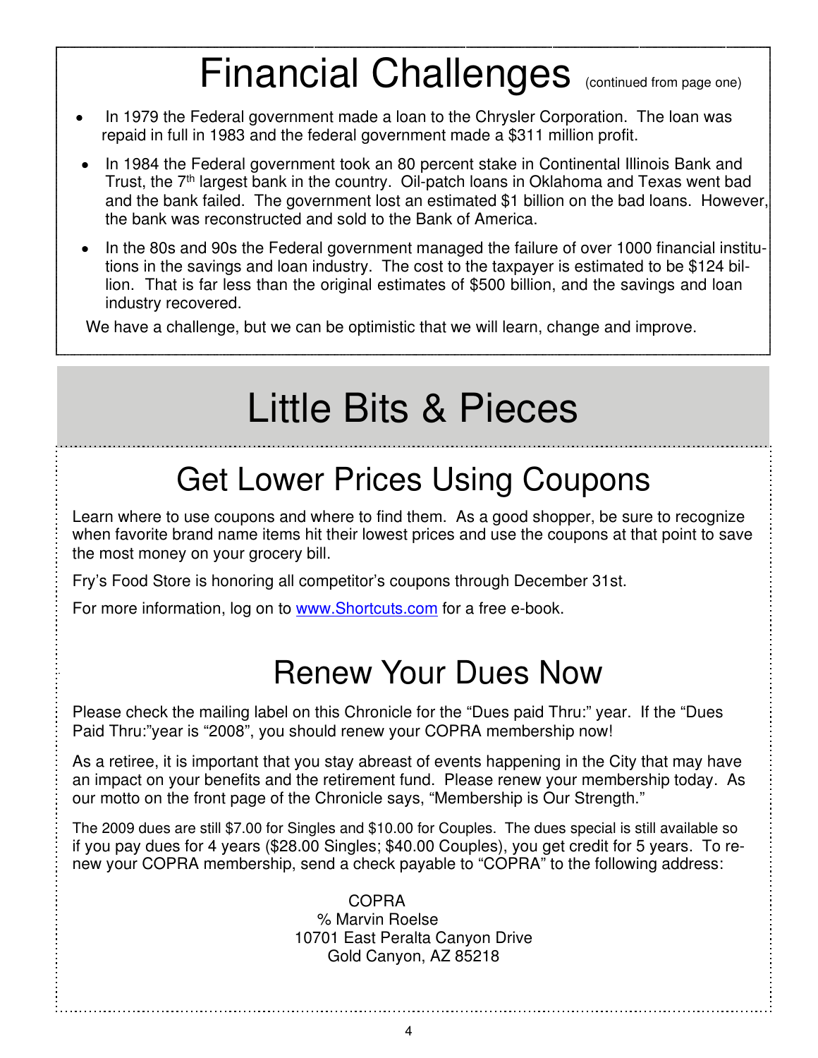# Financial Challenges (continued from page one)

- In 1979 the Federal government made a loan to the Chrysler Corporation. The loan was repaid in full in 1983 and the federal government made a $311 million profit.
- In 1984 the Federal government took an 80 percent stake in Continental Illinois Bank and Trust, the 7th largest bank in the country. Oil-patch loans in Oklahoma and Texas went bad and the bank failed. The government lost an estimated $1 billion on the bad loans. However, the bank was reconstructed and sold to the Bank of America.
- In the 80s and 90s the Federal government managed the failure of over 1000 financial institutions in the savings and loan industry. The cost to the taxpayer is estimated to be $124 billion. That is far less than the original estimates of $500 billion, and the savings and loan industry recovered.

We have a challenge, but we can be optimistic that we will learn, change and improve.

# Little Bits & Pieces

## Get Lower Prices Using Coupons

Learn where to use coupons and where to find them. As a good shopper, be sure to recognize when favorite brand name items hit their lowest prices and use the coupons at that point to save the most money on your grocery bill.

Fry's Food Store is honoring all competitor's coupons through December 31st.

For more information, log on to www.Shortcuts.com for a free e-book.

## Renew Your Dues Now

Please check the mailing label on this Chronicle for the "Dues paid Thru:" year. If the "Dues Paid Thru:"year is "2008", you should renew your COPRA membership now!

As a retiree, it is important that you stay abreast of events happening in the City that may have an impact on your benefits and the retirement fund. Please renew your membership today. As our motto on the front page of the Chronicle says, "Membership is Our Strength."

The 2009 dues are still $7.00 for Singles and $10.00 for Couples. The dues special is still available so if you pay dues for 4 years ($28.00 Singles; $40.00 Couples), you get credit for 5 years. To renew your COPRA membership, send a check payable to "COPRA" to the following address:

COPRA
% Marvin Roelse
10701 East Peralta Canyon Drive
Gold Canyon, AZ 85218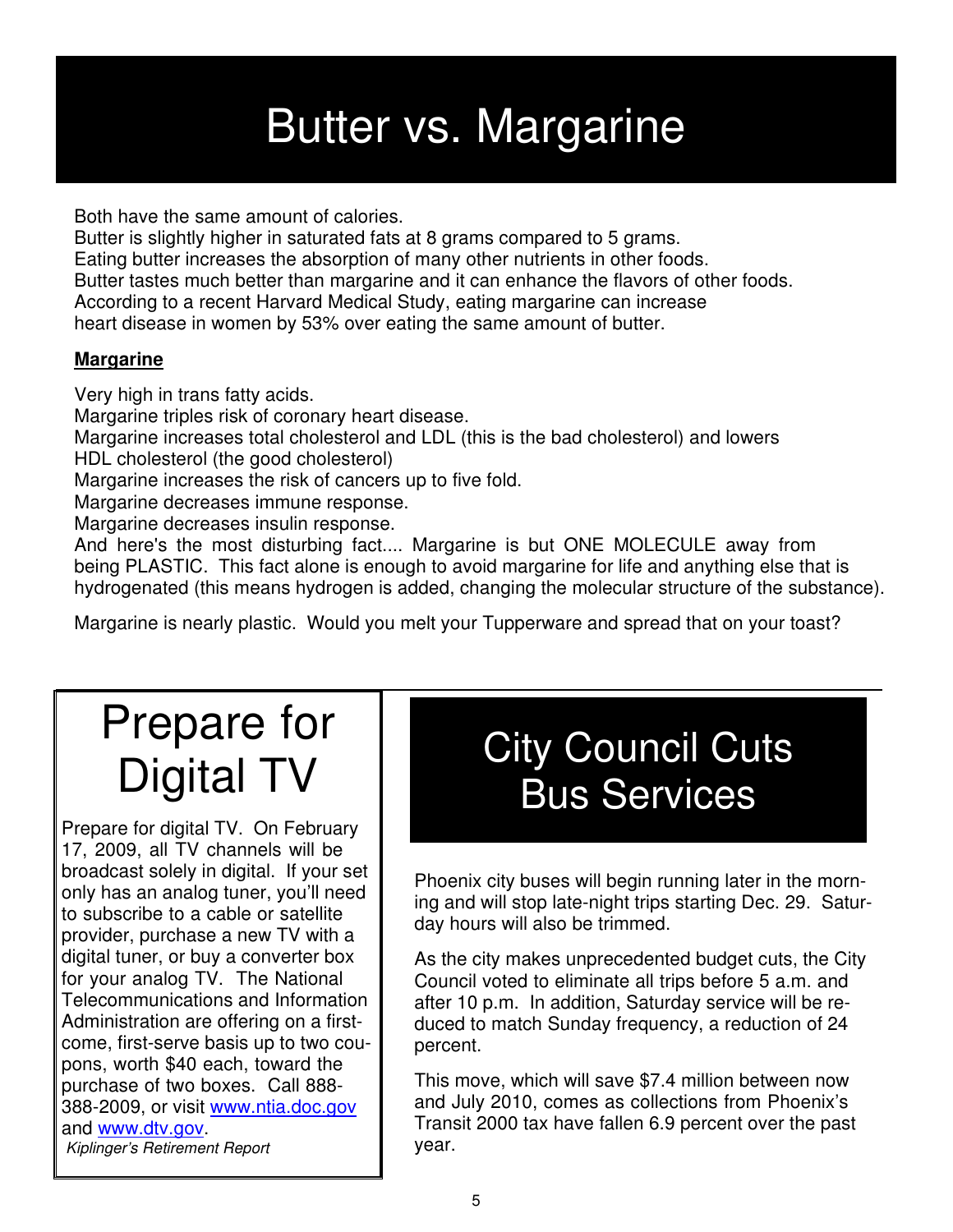# Butter vs. Margarine

Both have the same amount of calories.
Butter is slightly higher in saturated fats at 8 grams compared to 5 grams.
Eating butter increases the absorption of many other nutrients in other foods.
Butter tastes much better than margarine and it can enhance the flavors of other foods.
According to a recent Harvard Medical Study, eating margarine can increase heart disease in women by 53% over eating the same amount of butter.

**Margarine**

Very high in trans fatty acids.
Margarine triples risk of coronary heart disease.
Margarine increases total cholesterol and LDL (this is the bad cholesterol) and lowers HDL cholesterol (the good cholesterol)
Margarine increases the risk of cancers up to five fold.
Margarine decreases immune response.
Margarine decreases insulin response.
And here's the most disturbing fact.... Margarine is but ONE MOLECULE away from being PLASTIC. This fact alone is enough to avoid margarine for life and anything else that is hydrogenated (this means hydrogen is added, changing the molecular structure of the substance).

Margarine is nearly plastic. Would you melt your Tupperware and spread that on your toast?

# Prepare for Digital TV

Prepare for digital TV. On February 17, 2009, all TV channels will be broadcast solely in digital. If your set only has an analog tuner, you'll need to subscribe to a cable or satellite provider, purchase a new TV with a digital tuner, or buy a converter box for your analog TV. The National Telecommunications and Information Administration are offering on a first-come, first-serve basis up to two coupons, worth $40 each, toward the purchase of two boxes. Call 888-388-2009, or visit www.ntia.doc.gov and www.dtv.gov.

*Kiplinger's Retirement Report*

# City Council Cuts Bus Services

Phoenix city buses will begin running later in the morning and will stop late-night trips starting Dec. 29. Saturday hours will also be trimmed.

As the city makes unprecedented budget cuts, the City Council voted to eliminate all trips before 5 a.m. and after 10 p.m. In addition, Saturday service will be reduced to match Sunday frequency, a reduction of 24 percent.

This move, which will save $7.4 million between now and July 2010, comes as collections from Phoenix's Transit 2000 tax have fallen 6.9 percent over the past year.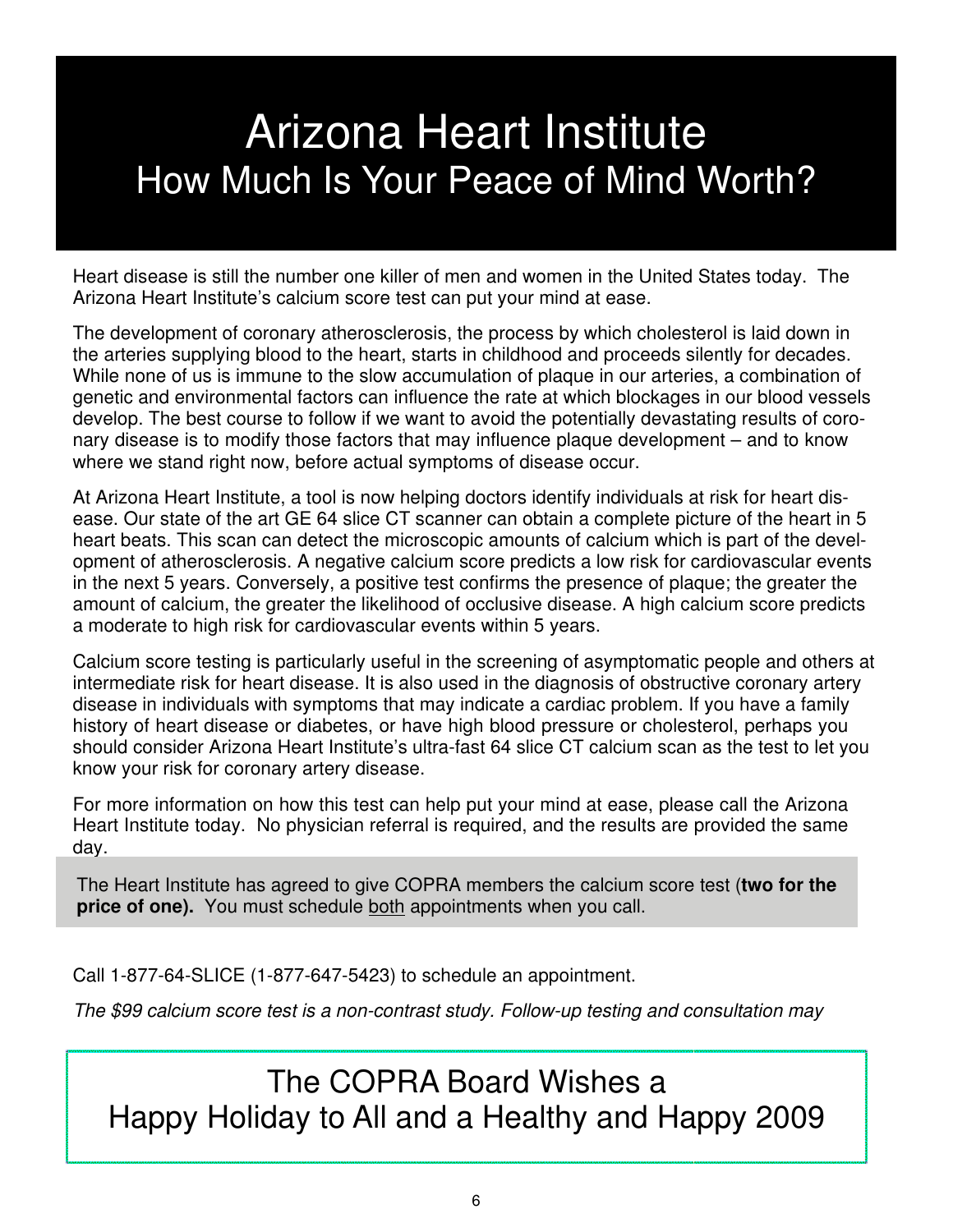# Arizona Heart Institute

## How Much Is Your Peace of Mind Worth?

Heart disease is still the number one killer of men and women in the United States today. The Arizona Heart Institute's calcium score test can put your mind at ease.

The development of coronary atherosclerosis, the process by which cholesterol is laid down in the arteries supplying blood to the heart, starts in childhood and proceeds silently for decades. While none of us is immune to the slow accumulation of plaque in our arteries, a combination of genetic and environmental factors can influence the rate at which blockages in our blood vessels develop. The best course to follow if we want to avoid the potentially devastating results of coronary disease is to modify those factors that may influence plaque development – and to know where we stand right now, before actual symptoms of disease occur.

At Arizona Heart Institute, a tool is now helping doctors identify individuals at risk for heart disease. Our state of the art GE 64 slice CT scanner can obtain a complete picture of the heart in 5 heart beats. This scan can detect the microscopic amounts of calcium which is part of the development of atherosclerosis. A negative calcium score predicts a low risk for cardiovascular events in the next 5 years. Conversely, a positive test confirms the presence of plaque; the greater the amount of calcium, the greater the likelihood of occlusive disease. A high calcium score predicts a moderate to high risk for cardiovascular events within 5 years.

Calcium score testing is particularly useful in the screening of asymptomatic people and others at intermediate risk for heart disease. It is also used in the diagnosis of obstructive coronary artery disease in individuals with symptoms that may indicate a cardiac problem. If you have a family history of heart disease or diabetes, or have high blood pressure or cholesterol, perhaps you should consider Arizona Heart Institute's ultra-fast 64 slice CT calcium scan as the test to let you know your risk for coronary artery disease.

For more information on how this test can help put your mind at ease, please call the Arizona Heart Institute today. No physician referral is required, and the results are provided the same day.

The Heart Institute has agreed to give COPRA members the calcium score test (**two for the price of one).** You must schedule both appointments when you call.

Call 1-877-64-SLICE (1-877-647-5423) to schedule an appointment.

*The $99 calcium score test is a non-contrast study. Follow-up testing and consultation may*

## The COPRA Board Wishes a Happy Holiday to All and a Healthy and Happy 2009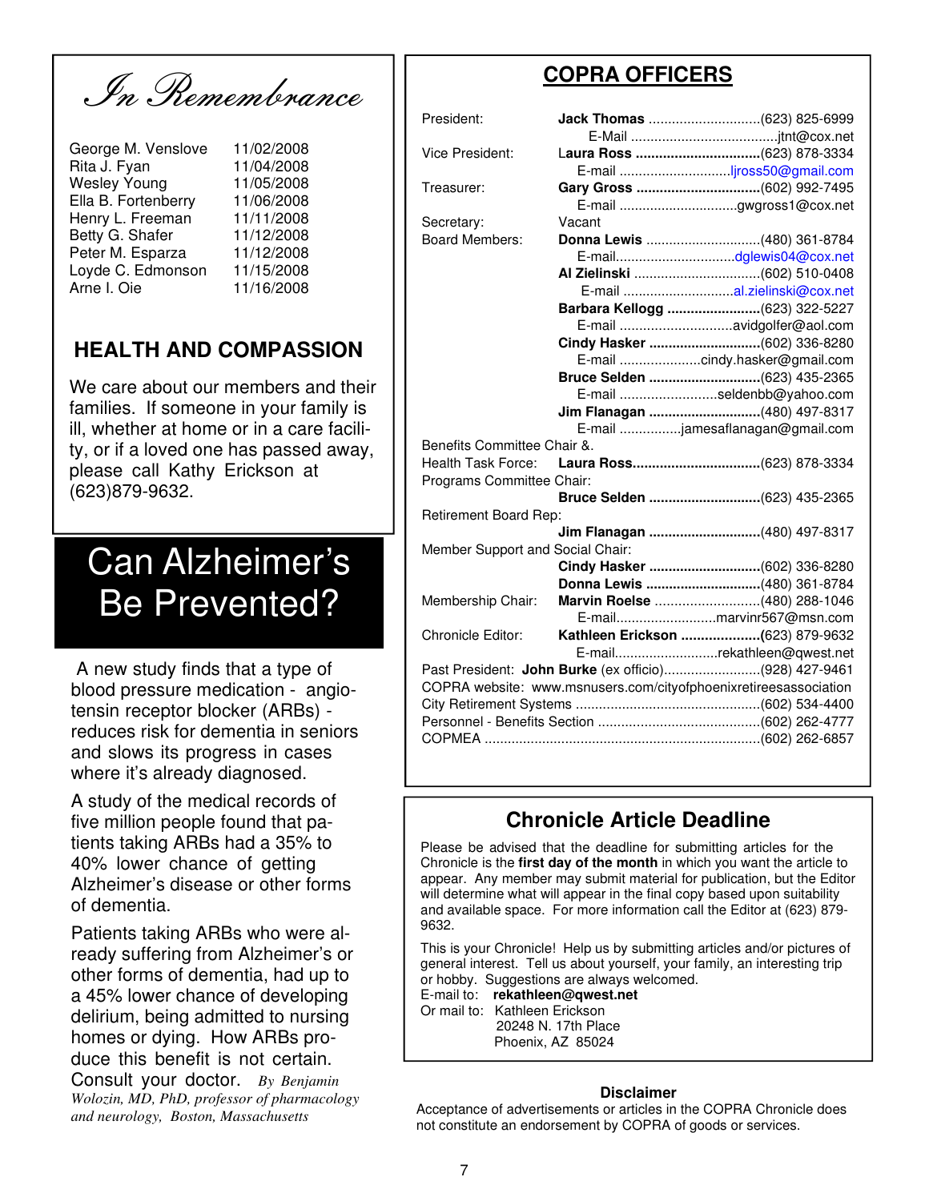# In Remembrance

| | |
|---|---|
| George M. Venslove | 11/02/2008 |
| Rita J. Fyan | 11/04/2008 |
| Wesley Young | 11/05/2008 |
| Ella B. Fortenberry | 11/06/2008 |
| Henry L. Freeman | 11/11/2008 |
| Betty G. Shafer | 11/12/2008 |
| Peter M. Esparza | 11/12/2008 |
| Loyde C. Edmonson | 11/15/2008 |
| Arne I. Oie | 11/16/2008 |

## HEALTH AND COMPASSION

We care about our members and their families. If someone in your family is ill, whether at home or in a care facility, or if a loved one has passed away, please call Kathy Erickson at (623)879-9632.

# Can Alzheimer's Be Prevented?

A new study finds that a type of blood pressure medication - angiotensin receptor blocker (ARBs) - reduces risk for dementia in seniors and slows its progress in cases where it's already diagnosed.

A study of the medical records of five million people found that patients taking ARBs had a 35% to 40% lower chance of getting Alzheimer's disease or other forms of dementia.

Patients taking ARBs who were already suffering from Alzheimer's or other forms of dementia, had up to a 45% lower chance of developing delirium, being admitted to nursing homes or dying. How ARBs produce this benefit is not certain. Consult your doctor. *By Benjamin Wolozin, MD, PhD, professor of pharmacology and neurology, Boston, Massachusetts*

## COPRA OFFICERS

President: **Jack Thomas** ............................(623) 825-6999
E-Mail ....................................jtnt@cox.net

Vice President: **Laura Ross** ...............................(623) 878-3334
E-mail ............................ljross50@gmail.com

Treasurer: **Gary Gross** ...............................(602) 992-7495
E-mail ..............................gwgross1@cox.net

Secretary: Vacant

Board Members:

**Donna Lewis** .............................(480) 361-8784
E-mail..............................dglewis04@cox.net

**Al Zielinski** ................................(602) 510-0408
E-mail ............................al.zielinski@cox.net

**Barbara Kellogg** .......................(623) 322-5227
E-mail ............................avidgolfer@aol.com

**Cindy Hasker** ............................(602) 336-8280
E-mail ....................cindy.hasker@gmail.com

**Bruce Selden** ............................(623) 435-2365
E-mail .........................seldenbb@yahoo.com

**Jim Flanagan** ............................(480) 497-8317
E-mail ................jamesaflanagan@gmail.com

Benefits Committee Chair &.
Health Task Force: **Laura Ross**................................(623) 878-3334

Programs Committee Chair:
**Bruce Selden** ............................(623) 435-2365

Retirement Board Rep:
**Jim Flanagan** ............................(480) 497-8317

Member Support and Social Chair:
**Cindy Hasker** ............................(602) 336-8280
**Donna Lewis** .............................(480) 361-8784

Membership Chair: **Marvin Roelse** ...........................(480) 288-1046
E-mail..........................marvinr567@msn.com

Chronicle Editor: **Kathleen Erickson** ....................(623) 879-9632
E-mail...........................rekathleen@qwest.net

Past President: **John Burke** (ex officio).........................(928) 427-9461

COPRA website: www.msnusers.com/cityofphoenixretireesassociation

City Retirement Systems ...............................................(602) 534-4400

Personnel - Benefits Section ..........................................(602) 262-4777

COPMEA ......................................................................(602) 262-6857

## Chronicle Article Deadline

Please be advised that the deadline for submitting articles for the Chronicle is the **first day of the month** in which you want the article to appear. Any member may submit material for publication, but the Editor will determine what will appear in the final copy based upon suitability and available space. For more information call the Editor at (623) 879-9632.

This is your Chronicle! Help us by submitting articles and/or pictures of general interest. Tell us about yourself, your family, an interesting trip or hobby. Suggestions are always welcomed.

E-mail to: **rekathleen@qwest.net**
Or mail to: Kathleen Erickson
20248 N. 17th Place
Phoenix, AZ 85024

### Disclaimer

Acceptance of advertisements or articles in the COPRA Chronicle does not constitute an endorsement by COPRA of goods or services.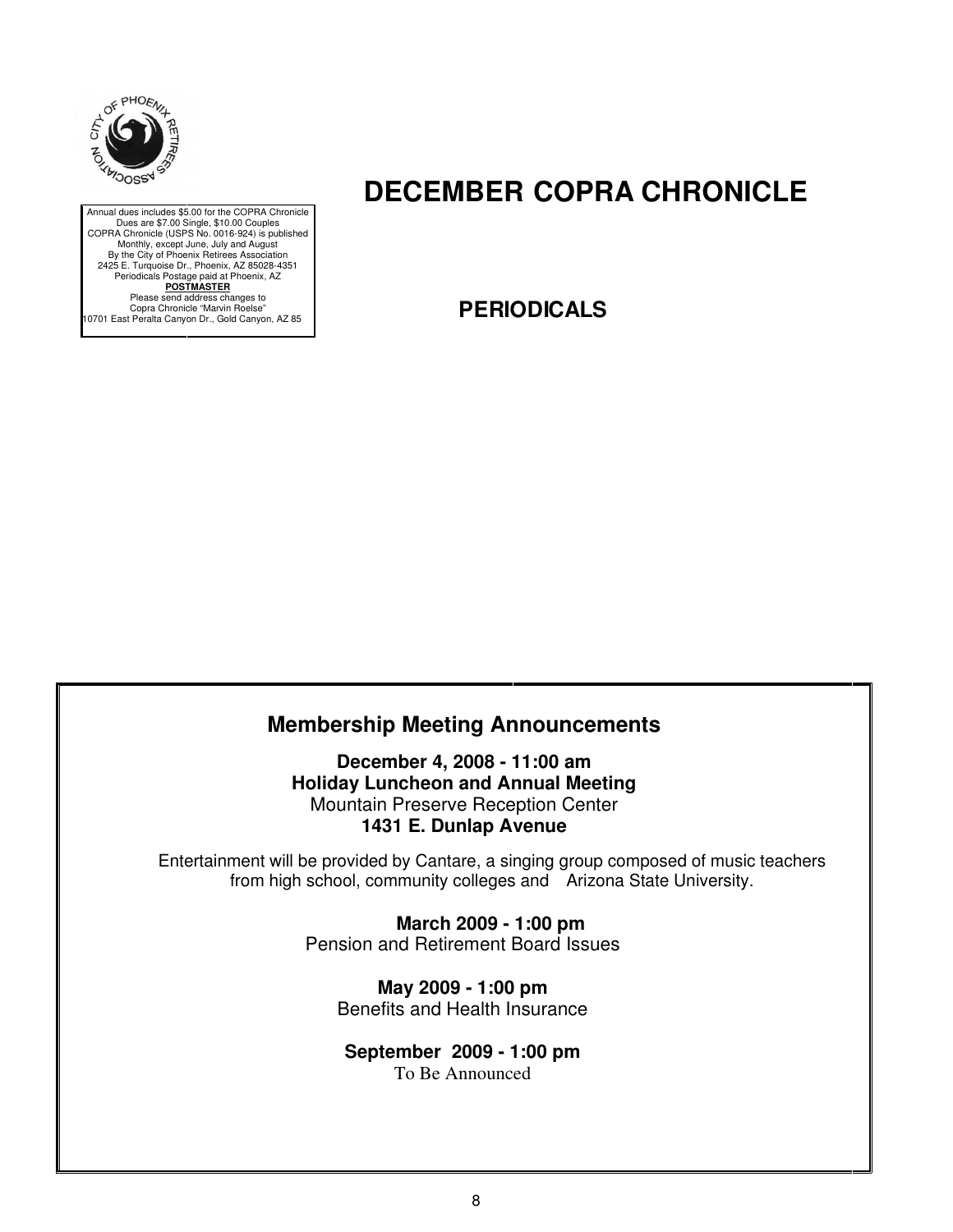Annual dues includes $5.00 for the COPRA Chronicle
Dues are $7.00 Single, $10.00 Couples
COPRA Chronicle (USPS No. 0016-924) is published
Monthly, except June, July and August
By the City of Phoenix Retirees Association
2425 E. Turquoise Dr., Phoenix, AZ 85028-4351
Periodicals Postage paid at Phoenix, AZ
**POSTMASTER**
Please send address changes to
Copra Chronicle "Marvin Roelse"
10701 East Peralta Canyon Dr., Gold Canyon, AZ 85

# DECEMBER COPRA CHRONICLE

**PERIODICALS**

## Membership Meeting Announcements

**December 4, 2008 - 11:00 am**
**Holiday Luncheon and Annual Meeting**
Mountain Preserve Reception Center
**1431 E. Dunlap Avenue**

Entertainment will be provided by Cantare, a singing group composed of music teachers from high school, community colleges and Arizona State University.

**March 2009 - 1:00 pm**
Pension and Retirement Board Issues

**May 2009 - 1:00 pm**
Benefits and Health Insurance

**September 2009 - 1:00 pm**
To Be Announced